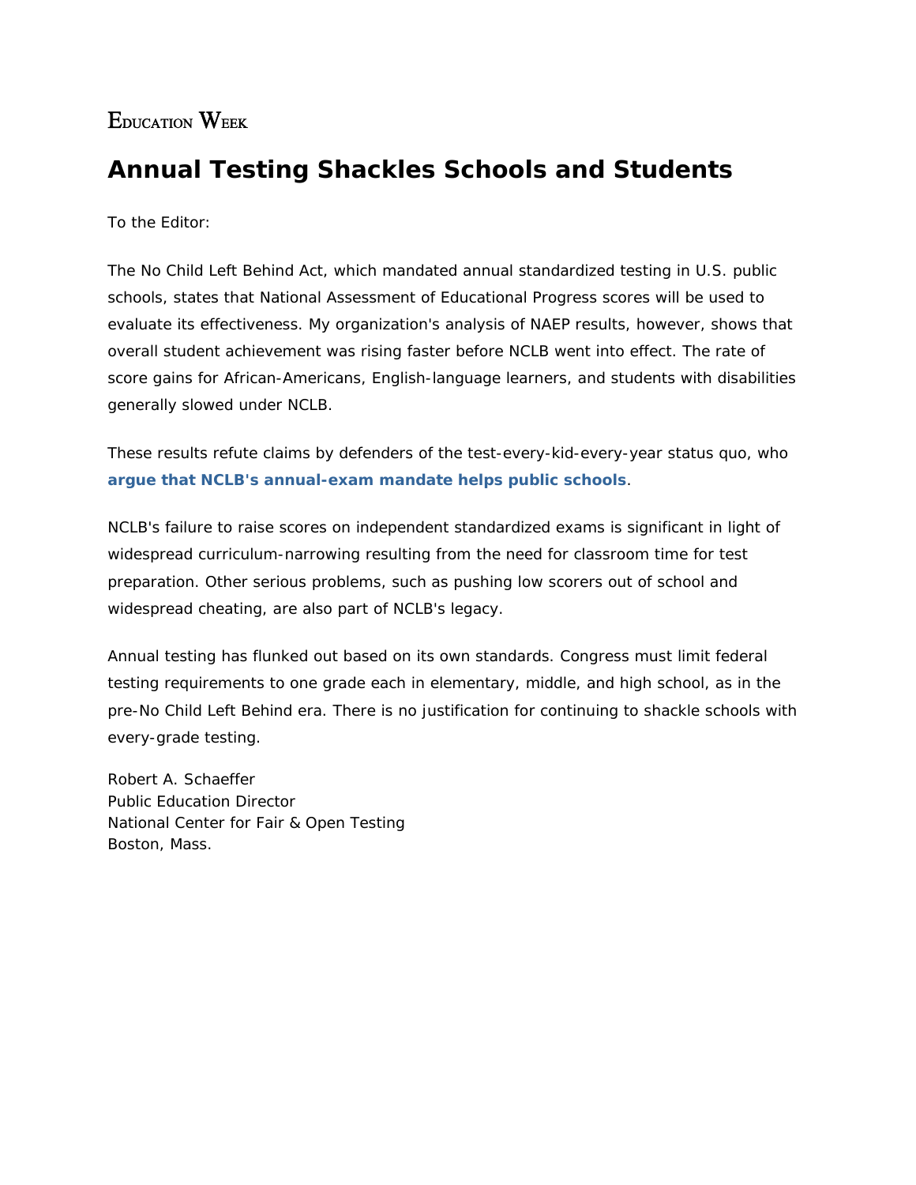Education Week

# Annual Testing Shackles Schools and Students

To the Editor:

The No Child Left Behind Act, which mandated annual standardized testing in U.S. public schools, states that National Assessment of Educational Progress scores will be used to evaluate its effectiveness. My organization's analysis of NAEP results, however, shows that overall student achievement was rising faster before NCLB went into effect. The rate of score gains for African-Americans, English-language learners, and students with disabilities generally slowed under NCLB.

These results refute claims by defenders of the test-every-kid-every-year status quo, who **argue that NCLB's annual-exam mandate helps public schools**.

NCLB's failure to raise scores on independent standardized exams is significant in light of widespread curriculum-narrowing resulting from the need for classroom time for test preparation. Other serious problems, such as pushing low scorers out of school and widespread cheating, are also part of NCLB's legacy.

Annual testing has flunked out based on its own standards. Congress must limit federal testing requirements to one grade each in elementary, middle, and high school, as in the pre-No Child Left Behind era. There is no justification for continuing to shackle schools with every-grade testing.

Robert A. Schaeffer
Public Education Director
National Center for Fair & Open Testing
Boston, Mass.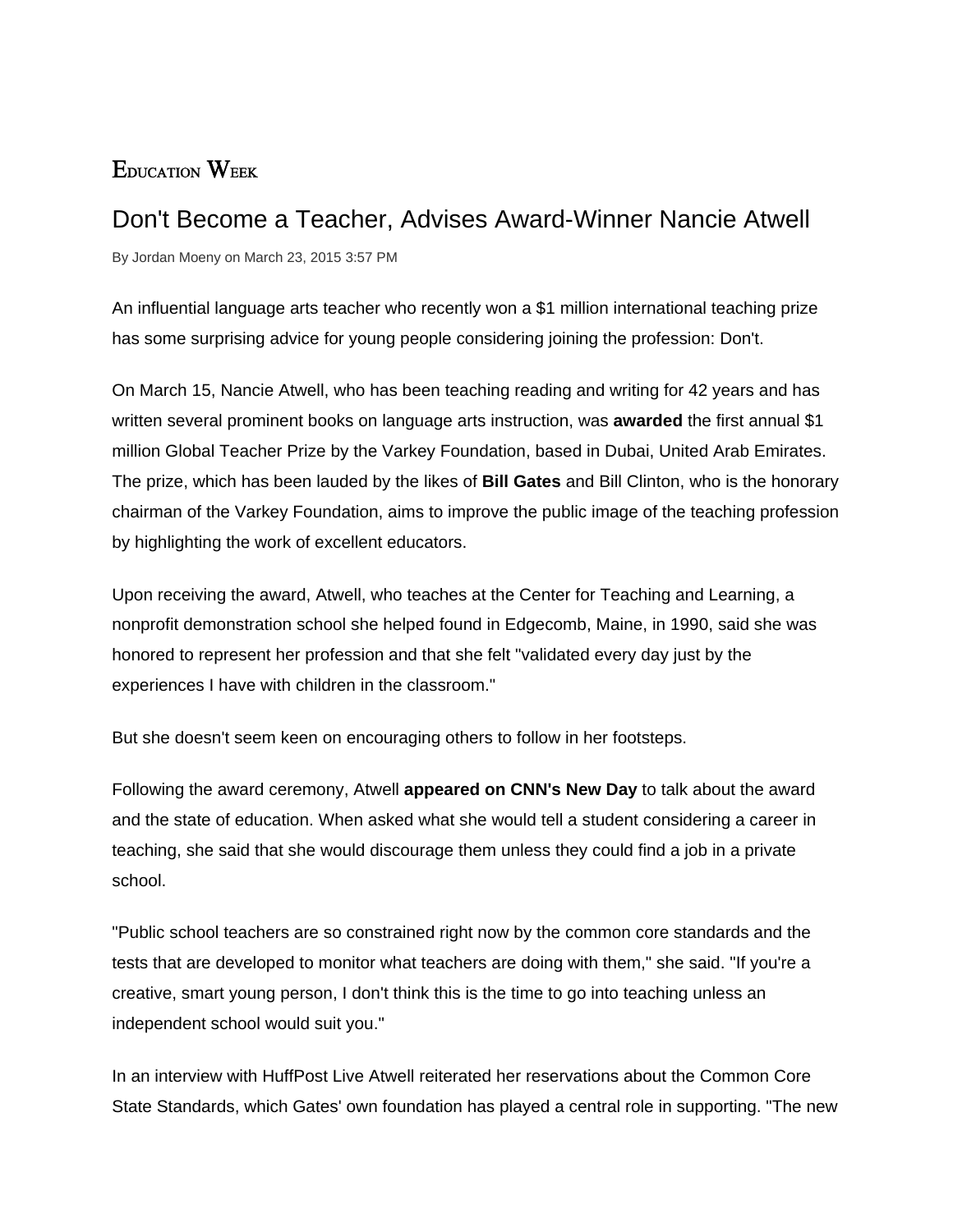Education Week

# Don't Become a Teacher, Advises Award-Winner Nancie Atwell

By Jordan Moeny on March 23, 2015 3:57 PM

An influential language arts teacher who recently won a $1 million international teaching prize has some surprising advice for young people considering joining the profession: Don't.

On March 15, Nancie Atwell, who has been teaching reading and writing for 42 years and has written several prominent books on language arts instruction, was **awarded** the first annual $1 million Global Teacher Prize by the Varkey Foundation, based in Dubai, United Arab Emirates. The prize, which has been lauded by the likes of **Bill Gates** and Bill Clinton, who is the honorary chairman of the Varkey Foundation, aims to improve the public image of the teaching profession by highlighting the work of excellent educators.

Upon receiving the award, Atwell, who teaches at the Center for Teaching and Learning, a nonprofit demonstration school she helped found in Edgecomb, Maine, in 1990, said she was honored to represent her profession and that she felt "validated every day just by the experiences I have with children in the classroom."

But she doesn't seem keen on encouraging others to follow in her footsteps.

Following the award ceremony, Atwell **appeared on CNN's New Day** to talk about the award and the state of education. When asked what she would tell a student considering a career in teaching, she said that she would discourage them unless they could find a job in a private school.

"Public school teachers are so constrained right now by the common core standards and the tests that are developed to monitor what teachers are doing with them," she said. "If you're a creative, smart young person, I don't think this is the time to go into teaching unless an independent school would suit you."

In an interview with HuffPost Live Atwell reiterated her reservations about the Common Core State Standards, which Gates' own foundation has played a central role in supporting. "The new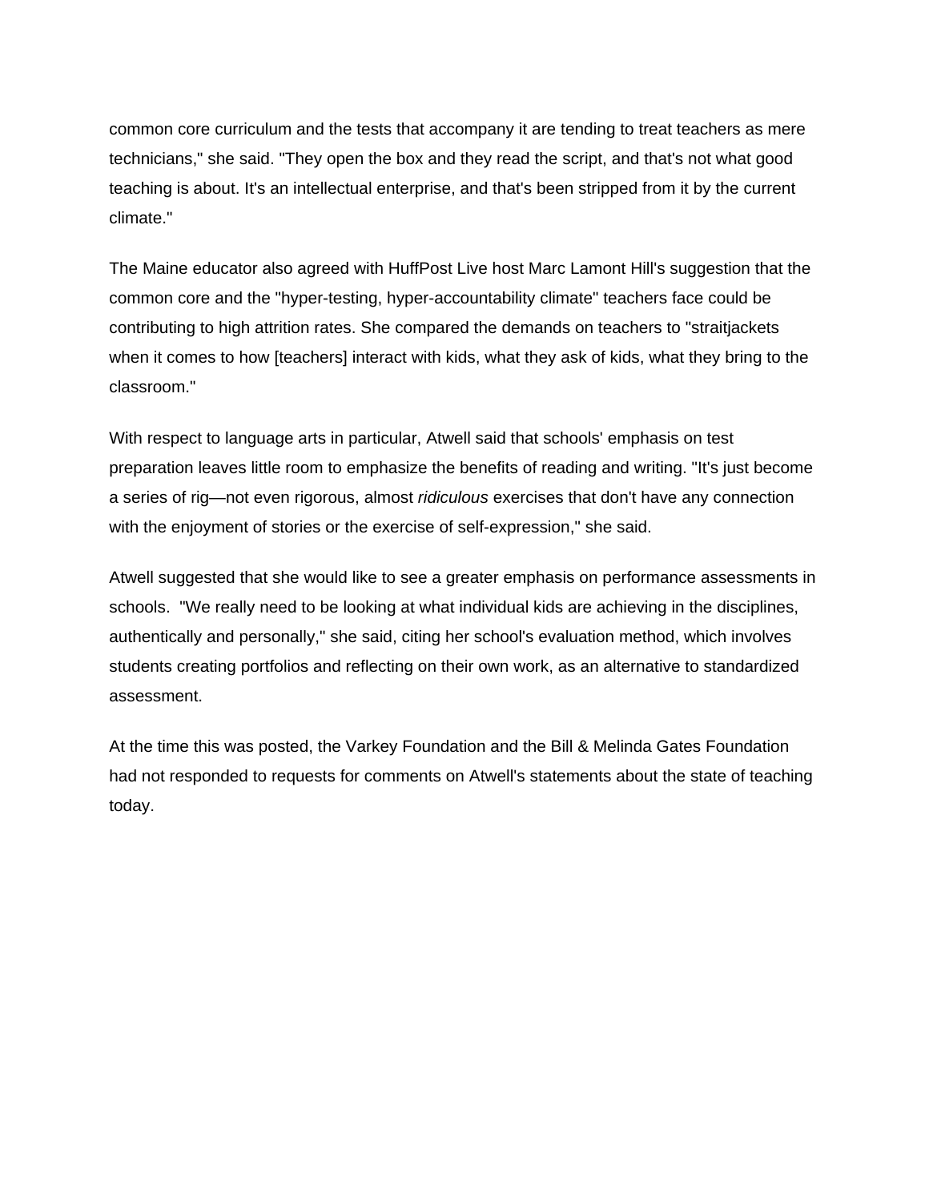common core curriculum and the tests that accompany it are tending to treat teachers as mere technicians," she said. "They open the box and they read the script, and that's not what good teaching is about. It's an intellectual enterprise, and that's been stripped from it by the current climate."

The Maine educator also agreed with HuffPost Live host Marc Lamont Hill's suggestion that the common core and the "hyper-testing, hyper-accountability climate" teachers face could be contributing to high attrition rates. She compared the demands on teachers to "straitjackets when it comes to how [teachers] interact with kids, what they ask of kids, what they bring to the classroom."

With respect to language arts in particular, Atwell said that schools' emphasis on test preparation leaves little room to emphasize the benefits of reading and writing. "It's just become a series of rig—not even rigorous, almost *ridiculous* exercises that don't have any connection with the enjoyment of stories or the exercise of self-expression," she said.

Atwell suggested that she would like to see a greater emphasis on performance assessments in schools. "We really need to be looking at what individual kids are achieving in the disciplines, authentically and personally," she said, citing her school's evaluation method, which involves students creating portfolios and reflecting on their own work, as an alternative to standardized assessment.

At the time this was posted, the Varkey Foundation and the Bill & Melinda Gates Foundation had not responded to requests for comments on Atwell's statements about the state of teaching today.